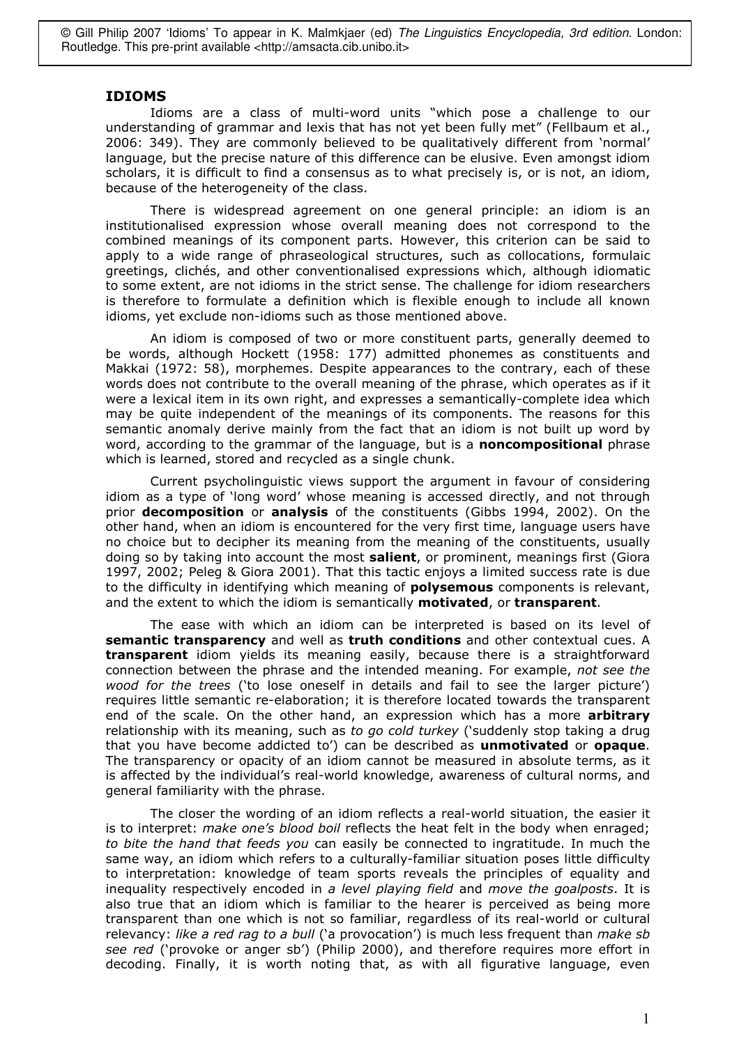© Gill Philip 2007 'Idioms' To appear in K. Malmkjaer (ed) *The Linguistics Encyclopedia, 3rd edition*. London: Routledge. This pre-print available <http://amsacta.cib.unibo.it>

# IDIOMS

Idioms are a class of multi-word units "which pose a challenge to our understanding of grammar and lexis that has not yet been fully met" (Fellbaum et al., 2006: 349). They are commonly believed to be qualitatively different from 'normal' language, but the precise nature of this difference can be elusive. Even amongst idiom scholars, it is difficult to find a consensus as to what precisely is, or is not, an idiom, because of the heterogeneity of the class.

There is widespread agreement on one general principle: an idiom is an institutionalised expression whose overall meaning does not correspond to the combined meanings of its component parts. However, this criterion can be said to apply to a wide range of phraseological structures, such as collocations, formulaic greetings, clichés, and other conventionalised expressions which, although idiomatic to some extent, are not idioms in the strict sense. The challenge for idiom researchers is therefore to formulate a definition which is flexible enough to include all known idioms, yet exclude non-idioms such as those mentioned above.

An idiom is composed of two or more constituent parts, generally deemed to be words, although Hockett (1958: 177) admitted phonemes as constituents and Makkai (1972: 58), morphemes. Despite appearances to the contrary, each of these words does not contribute to the overall meaning of the phrase, which operates as if it were a lexical item in its own right, and expresses a semantically-complete idea which may be quite independent of the meanings of its components. The reasons for this semantic anomaly derive mainly from the fact that an idiom is not built up word by word, according to the grammar of the language, but is a **noncompositional** phrase which is learned, stored and recycled as a single chunk.

Current psycholinguistic views support the argument in favour of considering idiom as a type of 'long word' whose meaning is accessed directly, and not through prior **decomposition** or **analysis** of the constituents (Gibbs 1994, 2002). On the other hand, when an idiom is encountered for the very first time, language users have no choice but to decipher its meaning from the meaning of the constituents, usually doing so by taking into account the most **salient**, or prominent, meanings first (Giora 1997, 2002; Peleg & Giora 2001). That this tactic enjoys a limited success rate is due to the difficulty in identifying which meaning of **polysemous** components is relevant, and the extent to which the idiom is semantically **motivated**, or **transparent**.

The ease with which an idiom can be interpreted is based on its level of **semantic transparency** and well as **truth conditions** and other contextual cues. A **transparent** idiom yields its meaning easily, because there is a straightforward connection between the phrase and the intended meaning. For example, *not see the wood for the trees* ('to lose oneself in details and fail to see the larger picture') requires little semantic re-elaboration; it is therefore located towards the transparent end of the scale. On the other hand, an expression which has a more **arbitrary** relationship with its meaning, such as *to go cold turkey* ('suddenly stop taking a drug that you have become addicted to') can be described as **unmotivated** or **opaque**. The transparency or opacity of an idiom cannot be measured in absolute terms, as it is affected by the individual's real-world knowledge, awareness of cultural norms, and general familiarity with the phrase.

The closer the wording of an idiom reflects a real-world situation, the easier it is to interpret: *make one's blood boil* reflects the heat felt in the body when enraged; *to bite the hand that feeds you* can easily be connected to ingratitude. In much the same way, an idiom which refers to a culturally-familiar situation poses little difficulty to interpretation: knowledge of team sports reveals the principles of equality and inequality respectively encoded in *a level playing field* and *move the goalposts*. It is also true that an idiom which is familiar to the hearer is perceived as being more transparent than one which is not so familiar, regardless of its real-world or cultural relevancy: *like a red rag to a bull* ('a provocation') is much less frequent than *make sb see red* ('provoke or anger sb') (Philip 2000), and therefore requires more effort in decoding. Finally, it is worth noting that, as with all figurative language, even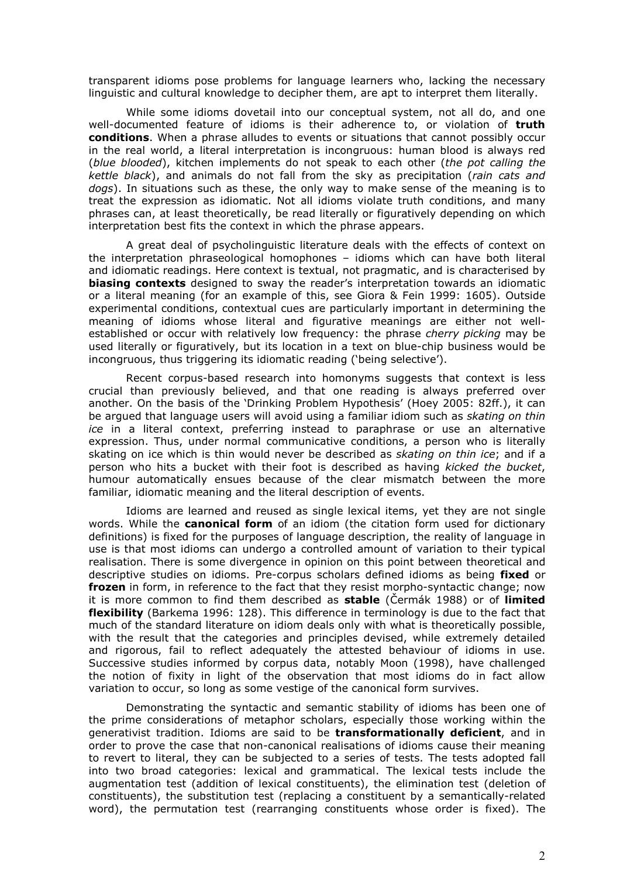transparent idioms pose problems for language learners who, lacking the necessary linguistic and cultural knowledge to decipher them, are apt to interpret them literally.

While some idioms dovetail into our conceptual system, not all do, and one well-documented feature of idioms is their adherence to, or violation of **truth conditions**. When a phrase alludes to events or situations that cannot possibly occur in the real world, a literal interpretation is incongruous: human blood is always red (*blue blooded*), kitchen implements do not speak to each other (*the pot calling the kettle black*), and animals do not fall from the sky as precipitation (*rain cats and dogs*). In situations such as these, the only way to make sense of the meaning is to treat the expression as idiomatic. Not all idioms violate truth conditions, and many phrases can, at least theoretically, be read literally or figuratively depending on which interpretation best fits the context in which the phrase appears.

A great deal of psycholinguistic literature deals with the effects of context on the interpretation phraseological homophones – idioms which can have both literal and idiomatic readings. Here context is textual, not pragmatic, and is characterised by **biasing contexts** designed to sway the reader's interpretation towards an idiomatic or a literal meaning (for an example of this, see Giora & Fein 1999: 1605). Outside experimental conditions, contextual cues are particularly important in determining the meaning of idioms whose literal and figurative meanings are either not well-established or occur with relatively low frequency: the phrase *cherry picking* may be used literally or figuratively, but its location in a text on blue-chip business would be incongruous, thus triggering its idiomatic reading ('being selective').

Recent corpus-based research into homonyms suggests that context is less crucial than previously believed, and that one reading is always preferred over another. On the basis of the 'Drinking Problem Hypothesis' (Hoey 2005: 82ff.), it can be argued that language users will avoid using a familiar idiom such as *skating on thin ice* in a literal context, preferring instead to paraphrase or use an alternative expression. Thus, under normal communicative conditions, a person who is literally skating on ice which is thin would never be described as *skating on thin ice*; and if a person who hits a bucket with their foot is described as having *kicked the bucket*, humour automatically ensues because of the clear mismatch between the more familiar, idiomatic meaning and the literal description of events.

Idioms are learned and reused as single lexical items, yet they are not single words. While the **canonical form** of an idiom (the citation form used for dictionary definitions) is fixed for the purposes of language description, the reality of language in use is that most idioms can undergo a controlled amount of variation to their typical realisation. There is some divergence in opinion on this point between theoretical and descriptive studies on idioms. Pre-corpus scholars defined idioms as being **fixed** or **frozen** in form, in reference to the fact that they resist morpho-syntactic change; now it is more common to find them described as **stable** (Čermák 1988) or of **limited flexibility** (Barkema 1996: 128). This difference in terminology is due to the fact that much of the standard literature on idiom deals only with what is theoretically possible, with the result that the categories and principles devised, while extremely detailed and rigorous, fail to reflect adequately the attested behaviour of idioms in use. Successive studies informed by corpus data, notably Moon (1998), have challenged the notion of fixity in light of the observation that most idioms do in fact allow variation to occur, so long as some vestige of the canonical form survives.

Demonstrating the syntactic and semantic stability of idioms has been one of the prime considerations of metaphor scholars, especially those working within the generativist tradition. Idioms are said to be **transformationally deficient**, and in order to prove the case that non-canonical realisations of idioms cause their meaning to revert to literal, they can be subjected to a series of tests. The tests adopted fall into two broad categories: lexical and grammatical. The lexical tests include the augmentation test (addition of lexical constituents), the elimination test (deletion of constituents), the substitution test (replacing a constituent by a semantically-related word), the permutation test (rearranging constituents whose order is fixed). The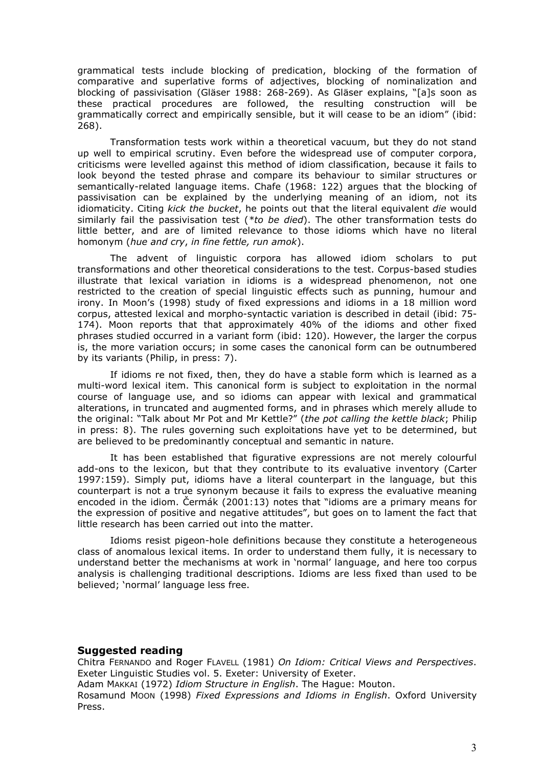grammatical tests include blocking of predication, blocking of the formation of comparative and superlative forms of adjectives, blocking of nominalization and blocking of passivisation (Gläser 1988: 268-269). As Gläser explains, "[a]s soon as these practical procedures are followed, the resulting construction will be grammatically correct and empirically sensible, but it will cease to be an idiom" (ibid: 268).

Transformation tests work within a theoretical vacuum, but they do not stand up well to empirical scrutiny. Even before the widespread use of computer corpora, criticisms were levelled against this method of idiom classification, because it fails to look beyond the tested phrase and compare its behaviour to similar structures or semantically-related language items. Chafe (1968: 122) argues that the blocking of passivisation can be explained by the underlying meaning of an idiom, not its idiomaticity. Citing *kick the bucket*, he points out that the literal equivalent *die* would similarly fail the passivisation test (*\*to be died*). The other transformation tests do little better, and are of limited relevance to those idioms which have no literal homonym (*hue and cry*, *in fine fettle, run amok*).

The advent of linguistic corpora has allowed idiom scholars to put transformations and other theoretical considerations to the test. Corpus-based studies illustrate that lexical variation in idioms is a widespread phenomenon, not one restricted to the creation of special linguistic effects such as punning, humour and irony. In Moon's (1998) study of fixed expressions and idioms in a 18 million word corpus, attested lexical and morpho-syntactic variation is described in detail (ibid: 75-174). Moon reports that that approximately 40% of the idioms and other fixed phrases studied occurred in a variant form (ibid: 120). However, the larger the corpus is, the more variation occurs; in some cases the canonical form can be outnumbered by its variants (Philip, in press: 7).

If idioms re not fixed, then, they do have a stable form which is learned as a multi-word lexical item. This canonical form is subject to exploitation in the normal course of language use, and so idioms can appear with lexical and grammatical alterations, in truncated and augmented forms, and in phrases which merely allude to the original: "Talk about Mr Pot and Mr Kettle?" (*the pot calling the kettle black*; Philip in press: 8). The rules governing such exploitations have yet to be determined, but are believed to be predominantly conceptual and semantic in nature.

It has been established that figurative expressions are not merely colourful add-ons to the lexicon, but that they contribute to its evaluative inventory (Carter 1997:159). Simply put, idioms have a literal counterpart in the language, but this counterpart is not a true synonym because it fails to express the evaluative meaning encoded in the idiom. Čermák (2001:13) notes that "idioms are a primary means for the expression of positive and negative attitudes", but goes on to lament the fact that little research has been carried out into the matter.

Idioms resist pigeon-hole definitions because they constitute a heterogeneous class of anomalous lexical items. In order to understand them fully, it is necessary to understand better the mechanisms at work in 'normal' language, and here too corpus analysis is challenging traditional descriptions. Idioms are less fixed than used to be believed; 'normal' language less free.

## Suggested reading

Chitra FERNANDO and Roger FLAVELL (1981) *On Idiom: Critical Views and Perspectives*. Exeter Linguistic Studies vol. 5. Exeter: University of Exeter.
Adam MAKKAI (1972) *Idiom Structure in English*. The Hague: Mouton.
Rosamund MOON (1998) *Fixed Expressions and Idioms in English*. Oxford University Press.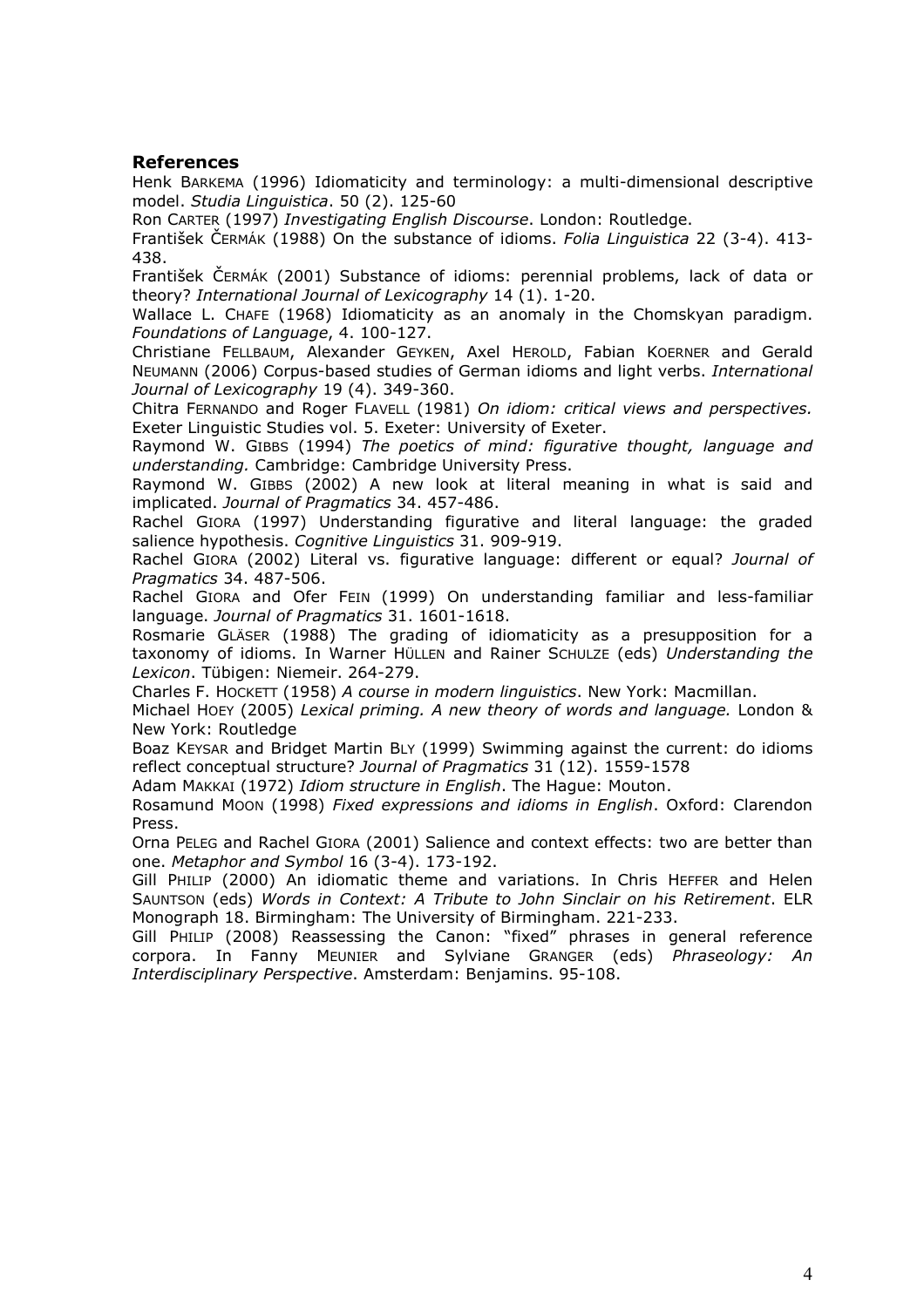## References

Henk BARKEMA (1996) Idiomaticity and terminology: a multi-dimensional descriptive model. *Studia Linguistica*. 50 (2). 125-60

Ron CARTER (1997) *Investigating English Discourse*. London: Routledge.

František ČERMÁK (1988) On the substance of idioms. *Folia Linguistica* 22 (3-4). 413-438.

František ČERMÁK (2001) Substance of idioms: perennial problems, lack of data or theory? *International Journal of Lexicography* 14 (1). 1-20.

Wallace L. CHAFE (1968) Idiomaticity as an anomaly in the Chomskyan paradigm. *Foundations of Language*, 4. 100-127.

Christiane FELLBAUM, Alexander GEYKEN, Axel HEROLD, Fabian KOERNER and Gerald NEUMANN (2006) Corpus-based studies of German idioms and light verbs. *International Journal of Lexicography* 19 (4). 349-360.

Chitra FERNANDO and Roger FLAVELL (1981) *On idiom: critical views and perspectives.* Exeter Linguistic Studies vol. 5. Exeter: University of Exeter.

Raymond W. GIBBS (1994) *The poetics of mind: figurative thought, language and understanding.* Cambridge: Cambridge University Press.

Raymond W. GIBBS (2002) A new look at literal meaning in what is said and implicated. *Journal of Pragmatics* 34. 457-486.

Rachel GIORA (1997) Understanding figurative and literal language: the graded salience hypothesis. *Cognitive Linguistics* 31. 909-919.

Rachel GIORA (2002) Literal vs. figurative language: different or equal? *Journal of Pragmatics* 34. 487-506.

Rachel GIORA and Ofer FEIN (1999) On understanding familiar and less-familiar language. *Journal of Pragmatics* 31. 1601-1618.

Rosmarie GLÄSER (1988) The grading of idiomaticity as a presupposition for a taxonomy of idioms. In Warner HÜLLEN and Rainer SCHULZE (eds) *Understanding the Lexicon*. Tübigen: Niemeir. 264-279.

Charles F. HOCKETT (1958) *A course in modern linguistics*. New York: Macmillan.

Michael HOEY (2005) *Lexical priming. A new theory of words and language.* London & New York: Routledge

Boaz KEYSAR and Bridget Martin BLY (1999) Swimming against the current: do idioms reflect conceptual structure? *Journal of Pragmatics* 31 (12). 1559-1578

Adam MAKKAI (1972) *Idiom structure in English*. The Hague: Mouton.

Rosamund MOON (1998) *Fixed expressions and idioms in English*. Oxford: Clarendon Press.

Orna PELEG and Rachel GIORA (2001) Salience and context effects: two are better than one. *Metaphor and Symbol* 16 (3-4). 173-192.

Gill PHILIP (2000) An idiomatic theme and variations. In Chris HEFFER and Helen SAUNTSON (eds) *Words in Context: A Tribute to John Sinclair on his Retirement*. ELR Monograph 18. Birmingham: The University of Birmingham. 221-233.

Gill PHILIP (2008) Reassessing the Canon: "fixed" phrases in general reference corpora. In Fanny MEUNIER and Sylviane GRANGER (eds) *Phraseology: An Interdisciplinary Perspective*. Amsterdam: Benjamins. 95-108.